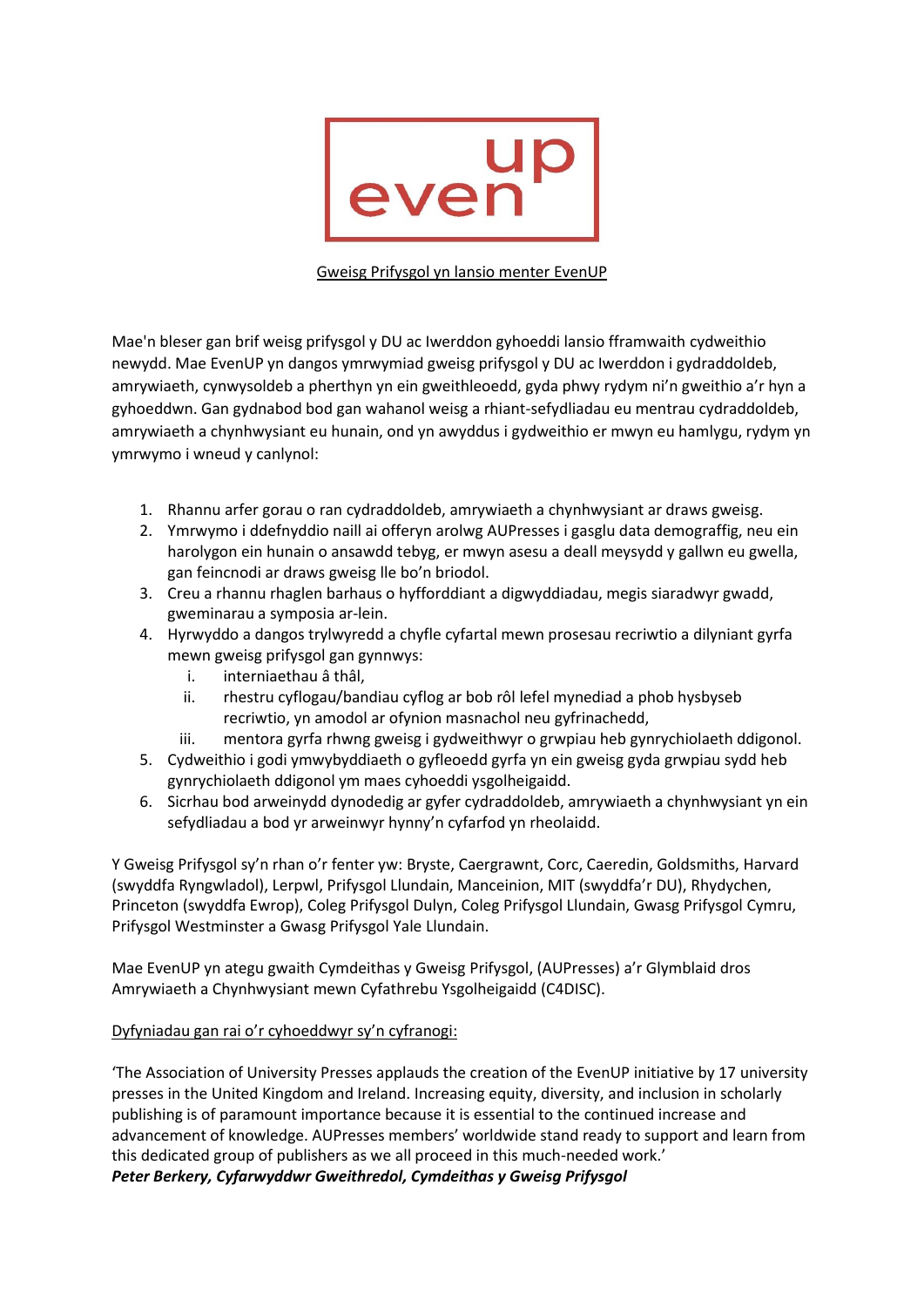even up

Gweisg Prifysgol yn lansio menter EvenUP

Mae'n bleser gan brif weisg prifysgol y DU ac Iwerddon gyhoeddi lansio fframwaith cydweithio newydd. Mae EvenUP yn dangos ymrwymiad gweisg prifysgol y DU ac Iwerddon i gydraddoldeb, amrywiaeth, cynwysoldeb a pherthyn yn ein gweithleoedd, gyda phwy rydym ni'n gweithio a'r hyn a gyhoeddwn. Gan gydnabod bod gan wahanol weisg a rhiant-sefydliadau eu mentrau cydraddoldeb, amrywiaeth a chynhwysiant eu hunain, ond yn awyddus i gydweithio er mwyn eu hamlygu, rydym yn ymrwymo i wneud y canlynol:

1. Rhannu arfer gorau o ran cydraddoldeb, amrywiaeth a chynhwysiant ar draws gweisg.
2. Ymrwymo i ddefnyddio naill ai offeryn arolwg AUPresses i gasglu data demograffig, neu ein harolygon ein hunain o ansawdd tebyg, er mwyn asesu a deall meysydd y gallwn eu gwella, gan feincnodi ar draws gweisg lle bo'n briodol.
3. Creu a rhannu rhaglen barhaus o hyfforddiant a digwyddiadau, megis siaradwyr gwadd, gweminarau a symposia ar-lein.
4. Hyrwyddo a dangos trylwyredd a chyfle cyfartal mewn prosesau recriwtio a dilyniant gyrfa mewn gweisg prifysgol gan gynnwys:
   i. interniaethau â thâl,
   ii. rhestru cyflogau/bandiau cyflog ar bob rôl lefel mynediad a phob hysbyseb recriwtio, yn amodol ar ofynion masnachol neu gyfrinachedd,
   iii. mentora gyrfa rhwng gweisg i gydweithwyr o grwpiau heb gynrychiolaeth ddigonol.
5. Cydweithio i godi ymwybyddiaeth o gyfleoedd gyrfa yn ein gweisg gyda grwpiau sydd heb gynrychiolaeth ddigonol ym maes cyhoeddi ysgolheigaidd.
6. Sicrhau bod arweinydd dynodedig ar gyfer cydraddoldeb, amrywiaeth a chynhwysiant yn ein sefydliadau a bod yr arweinwyr hynny'n cyfarfod yn rheolaidd.

Y Gweisg Prifysgol sy'n rhan o'r fenter yw: Bryste, Caergrawnt, Corc, Caeredin, Goldsmiths, Harvard (swyddfa Ryngwladol), Lerpwl, Prifysgol Llundain, Manceinion, MIT (swyddfa'r DU), Rhydychen, Princeton (swyddfa Ewrop), Coleg Prifysgol Dulyn, Coleg Prifysgol Llundain, Gwasg Prifysgol Cymru, Prifysgol Westminster a Gwasg Prifysgol Yale Llundain.

Mae EvenUP yn ategu gwaith Cymdeithas y Gweisg Prifysgol, (AUPresses) a'r Glymblaid dros Amrywiaeth a Chynhwysiant mewn Cyfathrebu Ysgolheigaidd (C4DISC).

Dyfyniadau gan rai o'r cyhoeddwyr sy'n cyfranogi:

'The Association of University Presses applauds the creation of the EvenUP initiative by 17 university presses in the United Kingdom and Ireland. Increasing equity, diversity, and inclusion in scholarly publishing is of paramount importance because it is essential to the continued increase and advancement of knowledge. AUPresses members' worldwide stand ready to support and learn from this dedicated group of publishers as we all proceed in this much-needed work.'
***Peter Berkery, Cyfarwyddwr Gweithredol, Cymdeithas y Gweisg Prifysgol***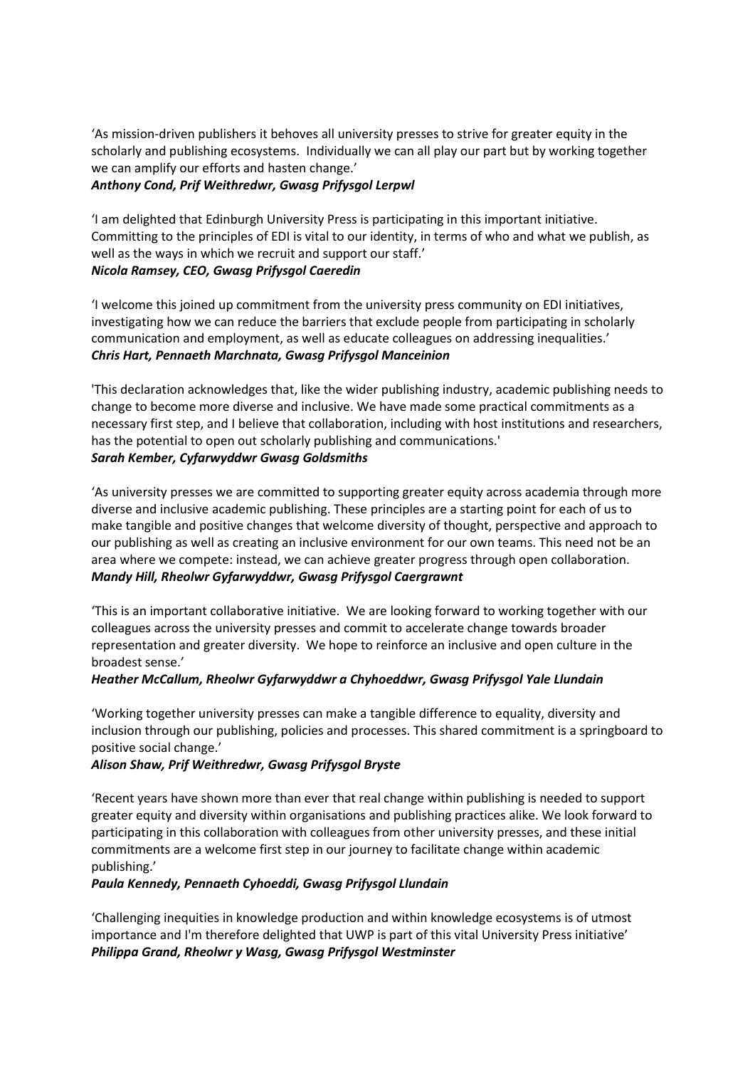'As mission-driven publishers it behoves all university presses to strive for greater equity in the scholarly and publishing ecosystems. Individually we can all play our part but by working together we can amplify our efforts and hasten change.'
***Anthony Cond, Prif Weithredwr, Gwasg Prifysgol Lerpwl***

'I am delighted that Edinburgh University Press is participating in this important initiative. Committing to the principles of EDI is vital to our identity, in terms of who and what we publish, as well as the ways in which we recruit and support our staff.'
***Nicola Ramsey, CEO, Gwasg Prifysgol Caeredin***

'I welcome this joined up commitment from the university press community on EDI initiatives, investigating how we can reduce the barriers that exclude people from participating in scholarly communication and employment, as well as educate colleagues on addressing inequalities.'
***Chris Hart, Pennaeth Marchnata, Gwasg Prifysgol Manceinion***

'This declaration acknowledges that, like the wider publishing industry, academic publishing needs to change to become more diverse and inclusive. We have made some practical commitments as a necessary first step, and I believe that collaboration, including with host institutions and researchers, has the potential to open out scholarly publishing and communications.'
***Sarah Kember, Cyfarwyddwr Gwasg Goldsmiths***

'As university presses we are committed to supporting greater equity across academia through more diverse and inclusive academic publishing. These principles are a starting point for each of us to make tangible and positive changes that welcome diversity of thought, perspective and approach to our publishing as well as creating an inclusive environment for our own teams. This need not be an area where we compete: instead, we can achieve greater progress through open collaboration.
***Mandy Hill, Rheolwr Gyfarwyddwr, Gwasg Prifysgol Caergrawnt***

'This is an important collaborative initiative. We are looking forward to working together with our colleagues across the university presses and commit to accelerate change towards broader representation and greater diversity. We hope to reinforce an inclusive and open culture in the broadest sense.'
***Heather McCallum, Rheolwr Gyfarwyddwr a Chyhoeddwr, Gwasg Prifysgol Yale Llundain***

'Working together university presses can make a tangible difference to equality, diversity and inclusion through our publishing, policies and processes. This shared commitment is a springboard to positive social change.'
***Alison Shaw, Prif Weithredwr, Gwasg Prifysgol Bryste***

'Recent years have shown more than ever that real change within publishing is needed to support greater equity and diversity within organisations and publishing practices alike. We look forward to participating in this collaboration with colleagues from other university presses, and these initial commitments are a welcome first step in our journey to facilitate change within academic publishing.'
***Paula Kennedy, Pennaeth Cyhoeddi, Gwasg Prifysgol Llundain***

'Challenging inequities in knowledge production and within knowledge ecosystems is of utmost importance and I'm therefore delighted that UWP is part of this vital University Press initiative'
***Philippa Grand, Rheolwr y Wasg, Gwasg Prifysgol Westminster***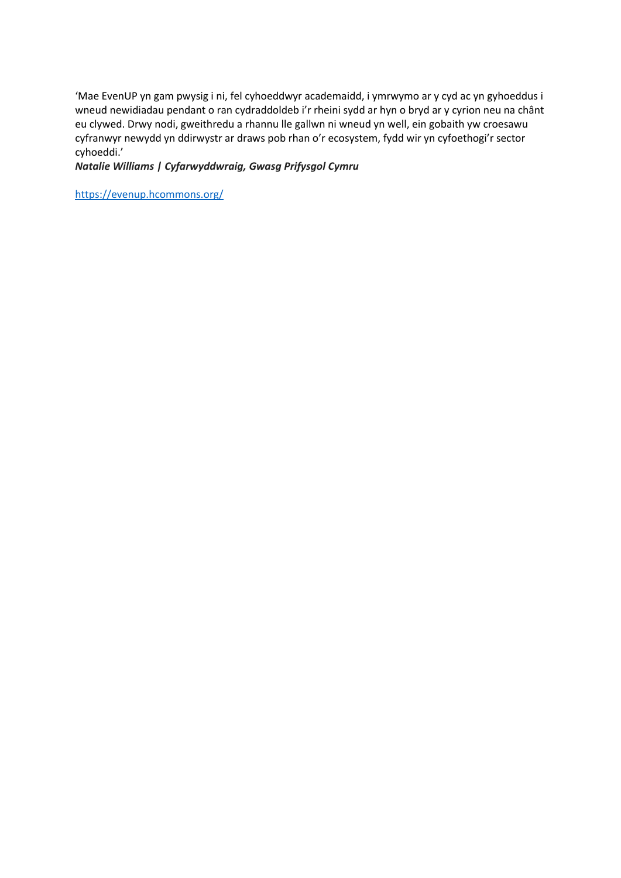'Mae EvenUP yn gam pwysig i ni, fel cyhoeddwyr academaidd, i ymrwymo ar y cyd ac yn gyhoeddus i wneud newidiadau pendant o ran cydraddoldeb i'r rheini sydd ar hyn o bryd ar y cyrion neu na chânt eu clywed. Drwy nodi, gweithredu a rhannu lle gallwn ni wneud yn well, ein gobaith yw croesawu cyfranwyr newydd yn ddirwystr ar draws pob rhan o'r ecosystem, fydd wir yn cyfoethogi'r sector cyhoeddi.'

***Natalie Williams | Cyfarwyddwraig, Gwasg Prifysgol Cymru***

https://evenup.hcommons.org/